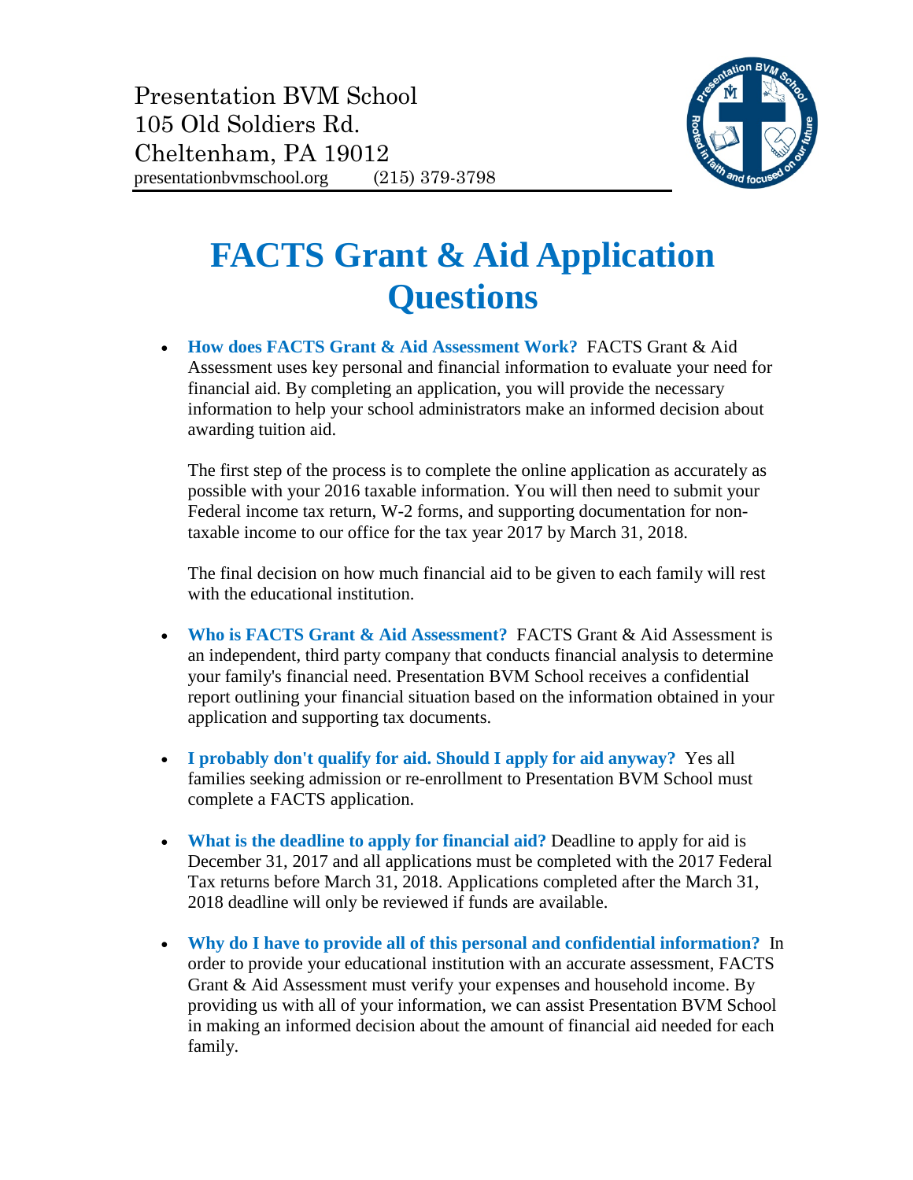Presentation BVM School
105 Old Soldiers Rd.
Cheltenham, PA 19012
presentationbvmschool.org (215) 379-3798

# FACTS Grant & Aid Application Questions

- **How does FACTS Grant & Aid Assessment Work?** FACTS Grant & Aid Assessment uses key personal and financial information to evaluate your need for financial aid. By completing an application, you will provide the necessary information to help your school administrators make an informed decision about awarding tuition aid.

  The first step of the process is to complete the online application as accurately as possible with your 2016 taxable information. You will then need to submit your Federal income tax return, W-2 forms, and supporting documentation for non-taxable income to our office for the tax year 2017 by March 31, 2018.

  The final decision on how much financial aid to be given to each family will rest with the educational institution.

- **Who is FACTS Grant & Aid Assessment?** FACTS Grant & Aid Assessment is an independent, third party company that conducts financial analysis to determine your family's financial need. Presentation BVM School receives a confidential report outlining your financial situation based on the information obtained in your application and supporting tax documents.

- **I probably don't qualify for aid. Should I apply for aid anyway?** Yes all families seeking admission or re-enrollment to Presentation BVM School must complete a FACTS application.

- **What is the deadline to apply for financial aid?** Deadline to apply for aid is December 31, 2017 and all applications must be completed with the 2017 Federal Tax returns before March 31, 2018. Applications completed after the March 31, 2018 deadline will only be reviewed if funds are available.

- **Why do I have to provide all of this personal and confidential information?** In order to provide your educational institution with an accurate assessment, FACTS Grant & Aid Assessment must verify your expenses and household income. By providing us with all of your information, we can assist Presentation BVM School in making an informed decision about the amount of financial aid needed for each family.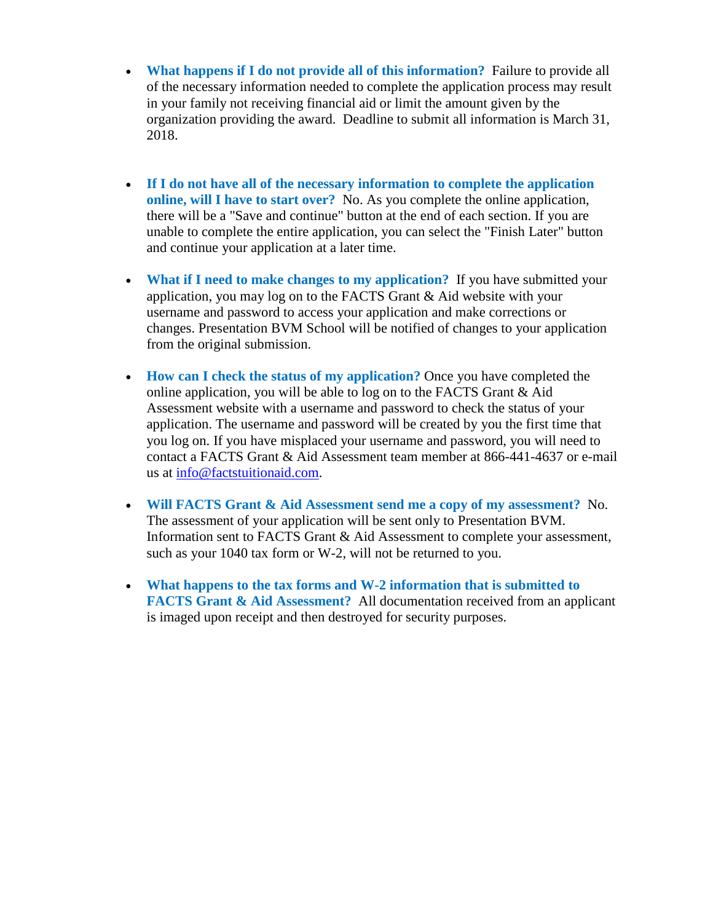- **What happens if I do not provide all of this information?** Failure to provide all of the necessary information needed to complete the application process may result in your family not receiving financial aid or limit the amount given by the organization providing the award. Deadline to submit all information is March 31, 2018.

- **If I do not have all of the necessary information to complete the application online, will I have to start over?** No. As you complete the online application, there will be a "Save and continue" button at the end of each section. If you are unable to complete the entire application, you can select the "Finish Later" button and continue your application at a later time.

- **What if I need to make changes to my application?** If you have submitted your application, you may log on to the FACTS Grant & Aid website with your username and password to access your application and make corrections or changes. Presentation BVM School will be notified of changes to your application from the original submission.

- **How can I check the status of my application?** Once you have completed the online application, you will be able to log on to the FACTS Grant & Aid Assessment website with a username and password to check the status of your application. The username and password will be created by you the first time that you log on. If you have misplaced your username and password, you will need to contact a FACTS Grant & Aid Assessment team member at 866-441-4637 or e-mail us at info@factstuitionaid.com.

- **Will FACTS Grant & Aid Assessment send me a copy of my assessment?** No. The assessment of your application will be sent only to Presentation BVM. Information sent to FACTS Grant & Aid Assessment to complete your assessment, such as your 1040 tax form or W-2, will not be returned to you.

- **What happens to the tax forms and W-2 information that is submitted to FACTS Grant & Aid Assessment?** All documentation received from an applicant is imaged upon receipt and then destroyed for security purposes.